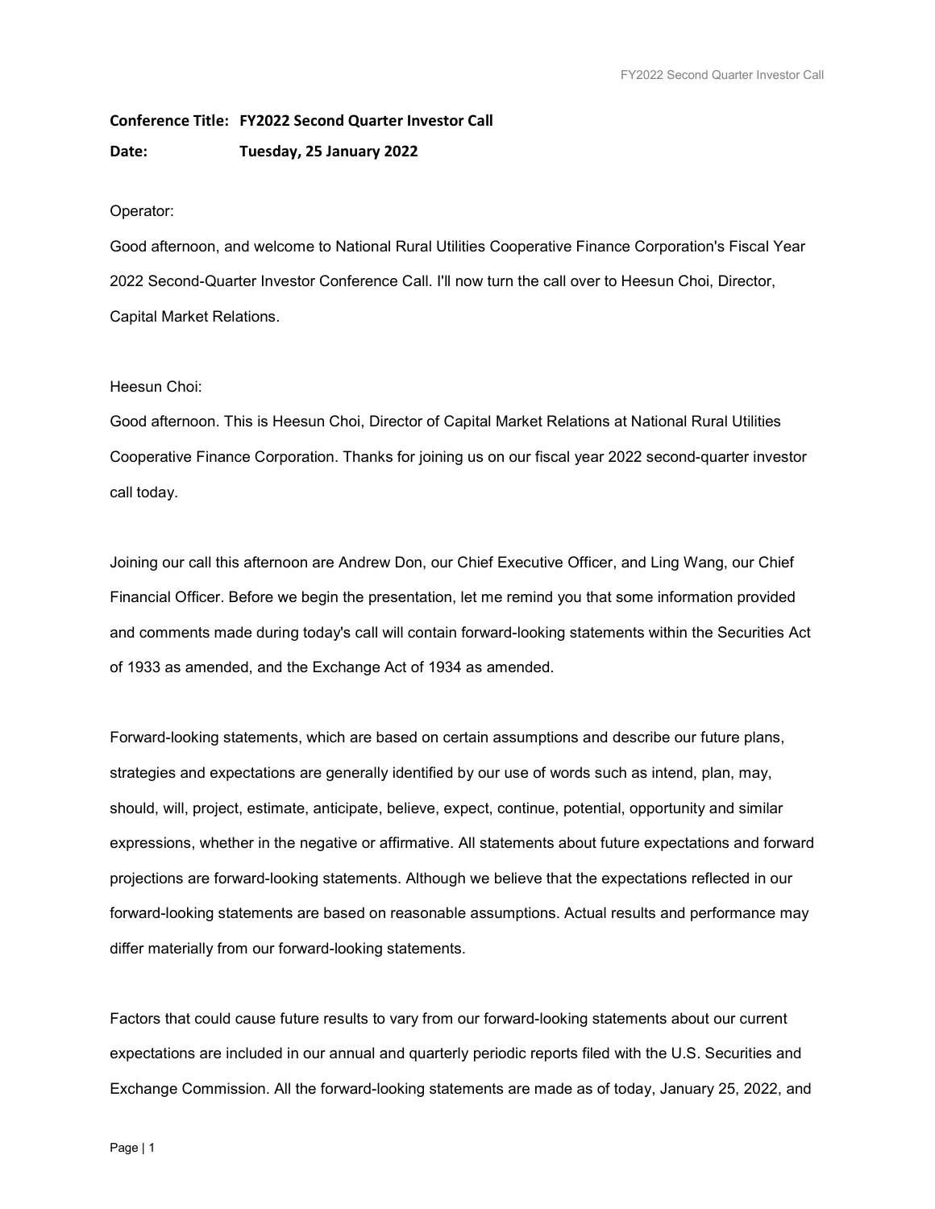**Conference Title: FY2022 Second Quarter Investor Call**

**Date: Tuesday, 25 January 2022**

Operator:

Good afternoon, and welcome to National Rural Utilities Cooperative Finance Corporation's Fiscal Year 2022 Second-Quarter Investor Conference Call. I'll now turn the call over to Heesun Choi, Director, Capital Market Relations.

Heesun Choi:

Good afternoon. This is Heesun Choi, Director of Capital Market Relations at National Rural Utilities Cooperative Finance Corporation. Thanks for joining us on our fiscal year 2022 second-quarter investor call today.

Joining our call this afternoon are Andrew Don, our Chief Executive Officer, and Ling Wang, our Chief Financial Officer. Before we begin the presentation, let me remind you that some information provided and comments made during today's call will contain forward-looking statements within the Securities Act of 1933 as amended, and the Exchange Act of 1934 as amended.

Forward-looking statements, which are based on certain assumptions and describe our future plans, strategies and expectations are generally identified by our use of words such as intend, plan, may, should, will, project, estimate, anticipate, believe, expect, continue, potential, opportunity and similar expressions, whether in the negative or affirmative. All statements about future expectations and forward projections are forward-looking statements. Although we believe that the expectations reflected in our forward-looking statements are based on reasonable assumptions. Actual results and performance may differ materially from our forward-looking statements.

Factors that could cause future results to vary from our forward-looking statements about our current expectations are included in our annual and quarterly periodic reports filed with the U.S. Securities and Exchange Commission. All the forward-looking statements are made as of today, January 25, 2022, and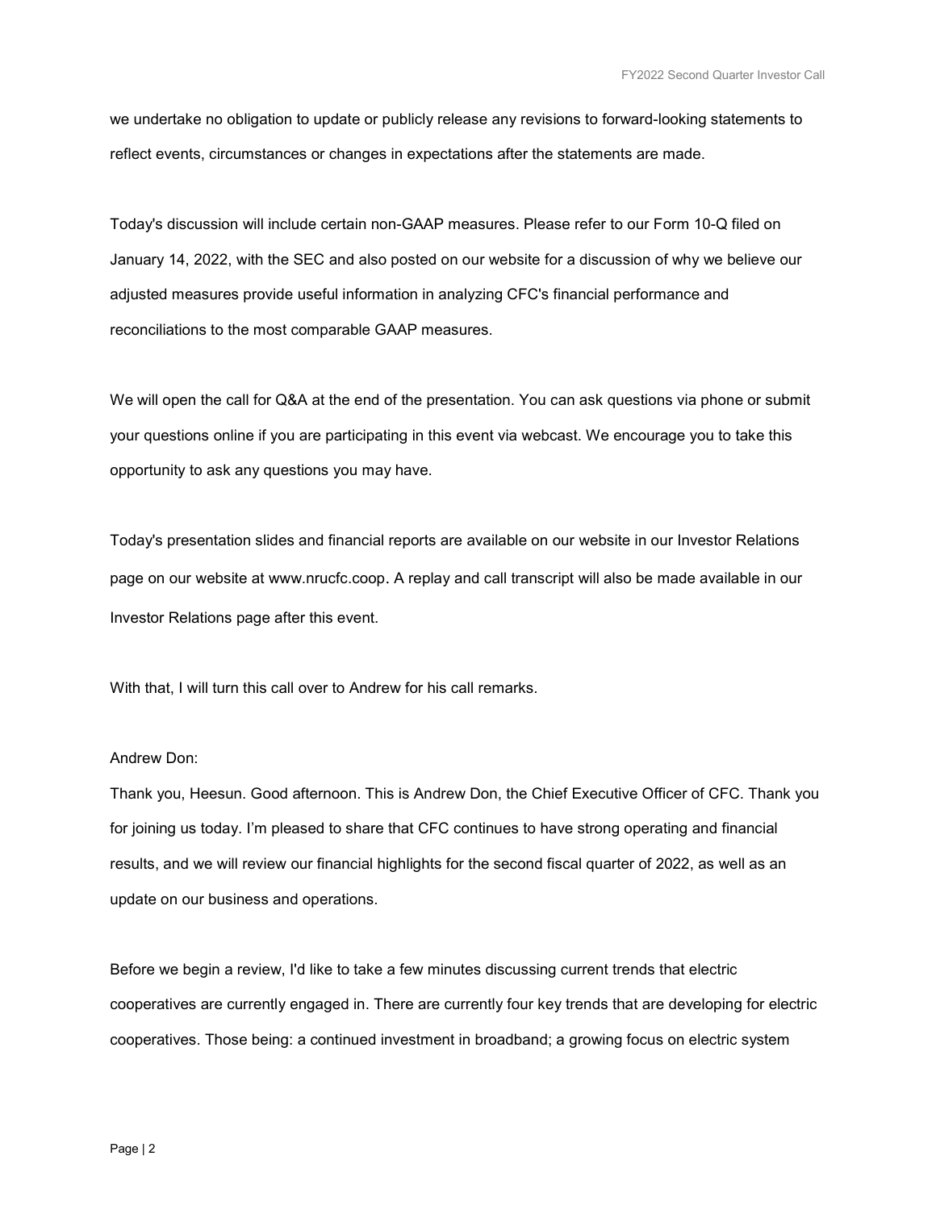we undertake no obligation to update or publicly release any revisions to forward-looking statements to reflect events, circumstances or changes in expectations after the statements are made.

Today's discussion will include certain non-GAAP measures. Please refer to our Form 10-Q filed on January 14, 2022, with the SEC and also posted on our website for a discussion of why we believe our adjusted measures provide useful information in analyzing CFC's financial performance and reconciliations to the most comparable GAAP measures.

We will open the call for Q&A at the end of the presentation. You can ask questions via phone or submit your questions online if you are participating in this event via webcast. We encourage you to take this opportunity to ask any questions you may have.

Today's presentation slides and financial reports are available on our website in our Investor Relations page on our website at www.nrucfc.coop. A replay and call transcript will also be made available in our Investor Relations page after this event.

With that, I will turn this call over to Andrew for his call remarks.

Andrew Don:

Thank you, Heesun. Good afternoon. This is Andrew Don, the Chief Executive Officer of CFC. Thank you for joining us today. I'm pleased to share that CFC continues to have strong operating and financial results, and we will review our financial highlights for the second fiscal quarter of 2022, as well as an update on our business and operations.

Before we begin a review, I'd like to take a few minutes discussing current trends that electric cooperatives are currently engaged in. There are currently four key trends that are developing for electric cooperatives. Those being: a continued investment in broadband; a growing focus on electric system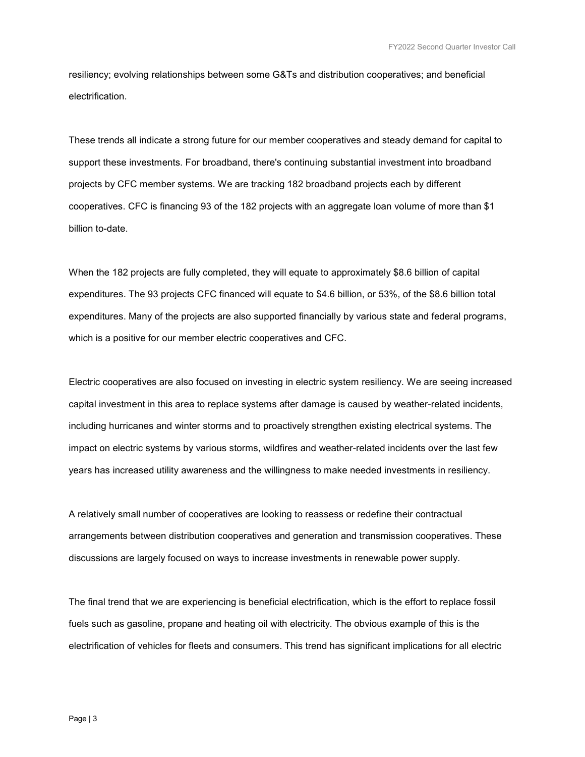resiliency; evolving relationships between some G&Ts and distribution cooperatives; and beneficial electrification.

These trends all indicate a strong future for our member cooperatives and steady demand for capital to support these investments. For broadband, there's continuing substantial investment into broadband projects by CFC member systems. We are tracking 182 broadband projects each by different cooperatives. CFC is financing 93 of the 182 projects with an aggregate loan volume of more than $1 billion to-date.

When the 182 projects are fully completed, they will equate to approximately $8.6 billion of capital expenditures. The 93 projects CFC financed will equate to $4.6 billion, or 53%, of the $8.6 billion total expenditures. Many of the projects are also supported financially by various state and federal programs, which is a positive for our member electric cooperatives and CFC.

Electric cooperatives are also focused on investing in electric system resiliency. We are seeing increased capital investment in this area to replace systems after damage is caused by weather-related incidents, including hurricanes and winter storms and to proactively strengthen existing electrical systems. The impact on electric systems by various storms, wildfires and weather-related incidents over the last few years has increased utility awareness and the willingness to make needed investments in resiliency.

A relatively small number of cooperatives are looking to reassess or redefine their contractual arrangements between distribution cooperatives and generation and transmission cooperatives. These discussions are largely focused on ways to increase investments in renewable power supply.

The final trend that we are experiencing is beneficial electrification, which is the effort to replace fossil fuels such as gasoline, propane and heating oil with electricity. The obvious example of this is the electrification of vehicles for fleets and consumers. This trend has significant implications for all electric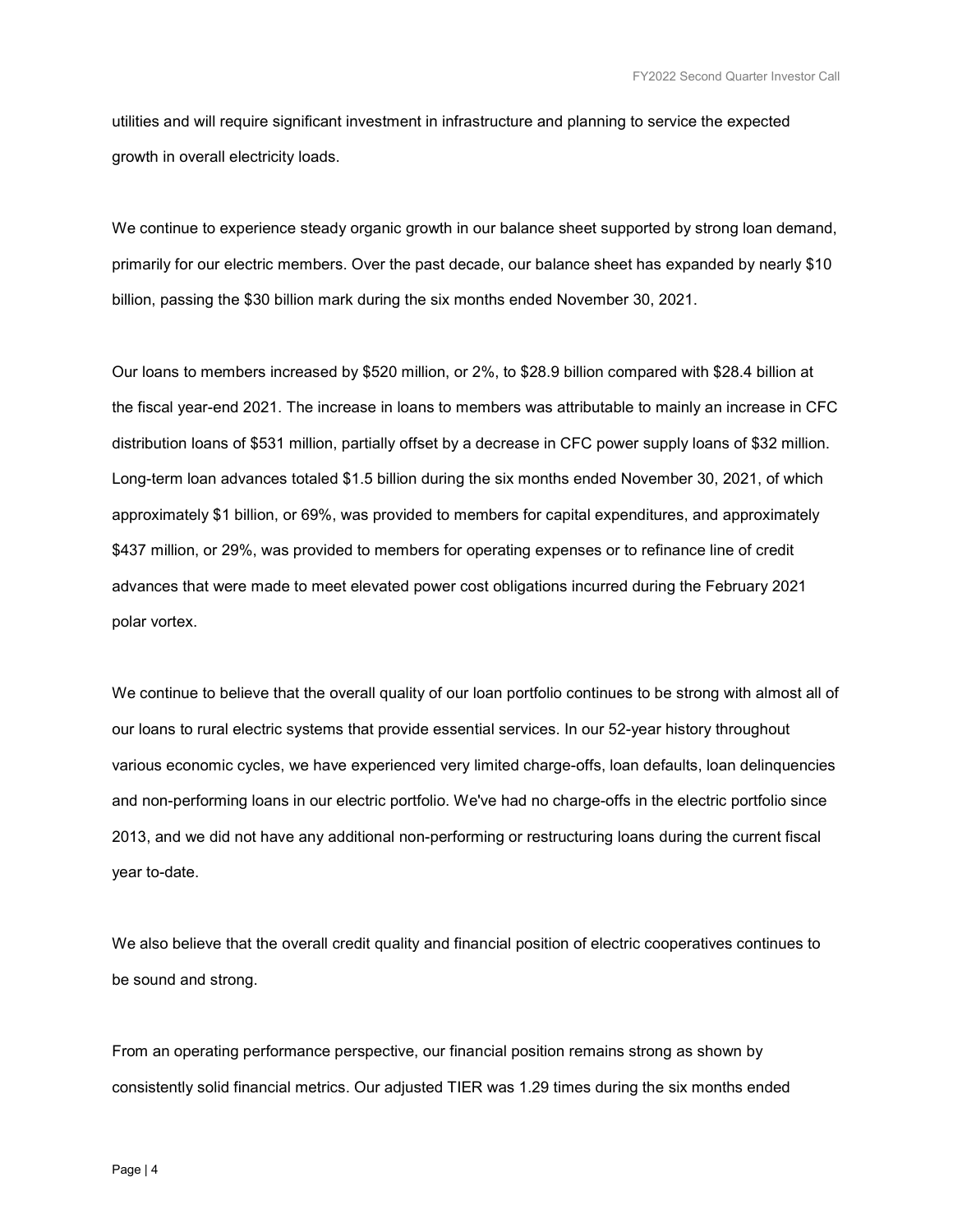utilities and will require significant investment in infrastructure and planning to service the expected growth in overall electricity loads.

We continue to experience steady organic growth in our balance sheet supported by strong loan demand, primarily for our electric members. Over the past decade, our balance sheet has expanded by nearly $10 billion, passing the $30 billion mark during the six months ended November 30, 2021.

Our loans to members increased by $520 million, or 2%, to $28.9 billion compared with $28.4 billion at the fiscal year-end 2021. The increase in loans to members was attributable to mainly an increase in CFC distribution loans of $531 million, partially offset by a decrease in CFC power supply loans of $32 million. Long-term loan advances totaled $1.5 billion during the six months ended November 30, 2021, of which approximately $1 billion, or 69%, was provided to members for capital expenditures, and approximately $437 million, or 29%, was provided to members for operating expenses or to refinance line of credit advances that were made to meet elevated power cost obligations incurred during the February 2021 polar vortex.

We continue to believe that the overall quality of our loan portfolio continues to be strong with almost all of our loans to rural electric systems that provide essential services. In our 52-year history throughout various economic cycles, we have experienced very limited charge-offs, loan defaults, loan delinquencies and non-performing loans in our electric portfolio. We've had no charge-offs in the electric portfolio since 2013, and we did not have any additional non-performing or restructuring loans during the current fiscal year to-date.

We also believe that the overall credit quality and financial position of electric cooperatives continues to be sound and strong.

From an operating performance perspective, our financial position remains strong as shown by consistently solid financial metrics. Our adjusted TIER was 1.29 times during the six months ended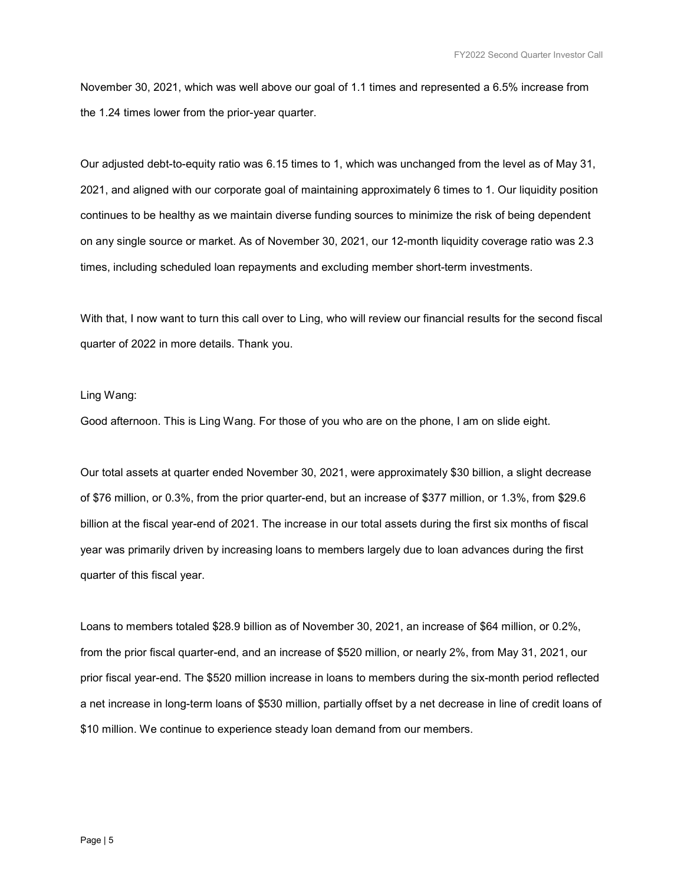November 30, 2021, which was well above our goal of 1.1 times and represented a 6.5% increase from the 1.24 times lower from the prior-year quarter.

Our adjusted debt-to-equity ratio was 6.15 times to 1, which was unchanged from the level as of May 31, 2021, and aligned with our corporate goal of maintaining approximately 6 times to 1. Our liquidity position continues to be healthy as we maintain diverse funding sources to minimize the risk of being dependent on any single source or market. As of November 30, 2021, our 12-month liquidity coverage ratio was 2.3 times, including scheduled loan repayments and excluding member short-term investments.

With that, I now want to turn this call over to Ling, who will review our financial results for the second fiscal quarter of 2022 in more details. Thank you.

Ling Wang:

Good afternoon. This is Ling Wang. For those of you who are on the phone, I am on slide eight.

Our total assets at quarter ended November 30, 2021, were approximately $30 billion, a slight decrease of $76 million, or 0.3%, from the prior quarter-end, but an increase of $377 million, or 1.3%, from $29.6 billion at the fiscal year-end of 2021. The increase in our total assets during the first six months of fiscal year was primarily driven by increasing loans to members largely due to loan advances during the first quarter of this fiscal year.

Loans to members totaled $28.9 billion as of November 30, 2021, an increase of $64 million, or 0.2%, from the prior fiscal quarter-end, and an increase of $520 million, or nearly 2%, from May 31, 2021, our prior fiscal year-end. The $520 million increase in loans to members during the six-month period reflected a net increase in long-term loans of $530 million, partially offset by a net decrease in line of credit loans of $10 million. We continue to experience steady loan demand from our members.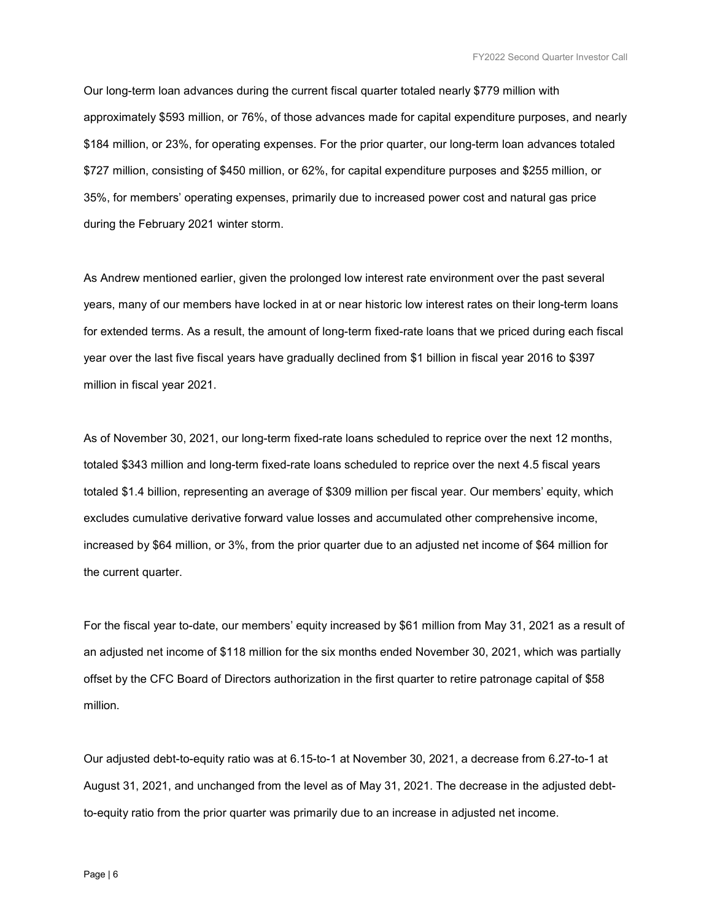Our long-term loan advances during the current fiscal quarter totaled nearly $779 million with approximately $593 million, or 76%, of those advances made for capital expenditure purposes, and nearly $184 million, or 23%, for operating expenses. For the prior quarter, our long-term loan advances totaled $727 million, consisting of $450 million, or 62%, for capital expenditure purposes and $255 million, or 35%, for members' operating expenses, primarily due to increased power cost and natural gas price during the February 2021 winter storm.

As Andrew mentioned earlier, given the prolonged low interest rate environment over the past several years, many of our members have locked in at or near historic low interest rates on their long-term loans for extended terms. As a result, the amount of long-term fixed-rate loans that we priced during each fiscal year over the last five fiscal years have gradually declined from $1 billion in fiscal year 2016 to $397 million in fiscal year 2021.

As of November 30, 2021, our long-term fixed-rate loans scheduled to reprice over the next 12 months, totaled $343 million and long-term fixed-rate loans scheduled to reprice over the next 4.5 fiscal years totaled $1.4 billion, representing an average of $309 million per fiscal year. Our members' equity, which excludes cumulative derivative forward value losses and accumulated other comprehensive income, increased by $64 million, or 3%, from the prior quarter due to an adjusted net income of $64 million for the current quarter.

For the fiscal year to-date, our members' equity increased by $61 million from May 31, 2021 as a result of an adjusted net income of $118 million for the six months ended November 30, 2021, which was partially offset by the CFC Board of Directors authorization in the first quarter to retire patronage capital of $58 million.

Our adjusted debt-to-equity ratio was at 6.15-to-1 at November 30, 2021, a decrease from 6.27-to-1 at August 31, 2021, and unchanged from the level as of May 31, 2021. The decrease in the adjusted debt-to-equity ratio from the prior quarter was primarily due to an increase in adjusted net income.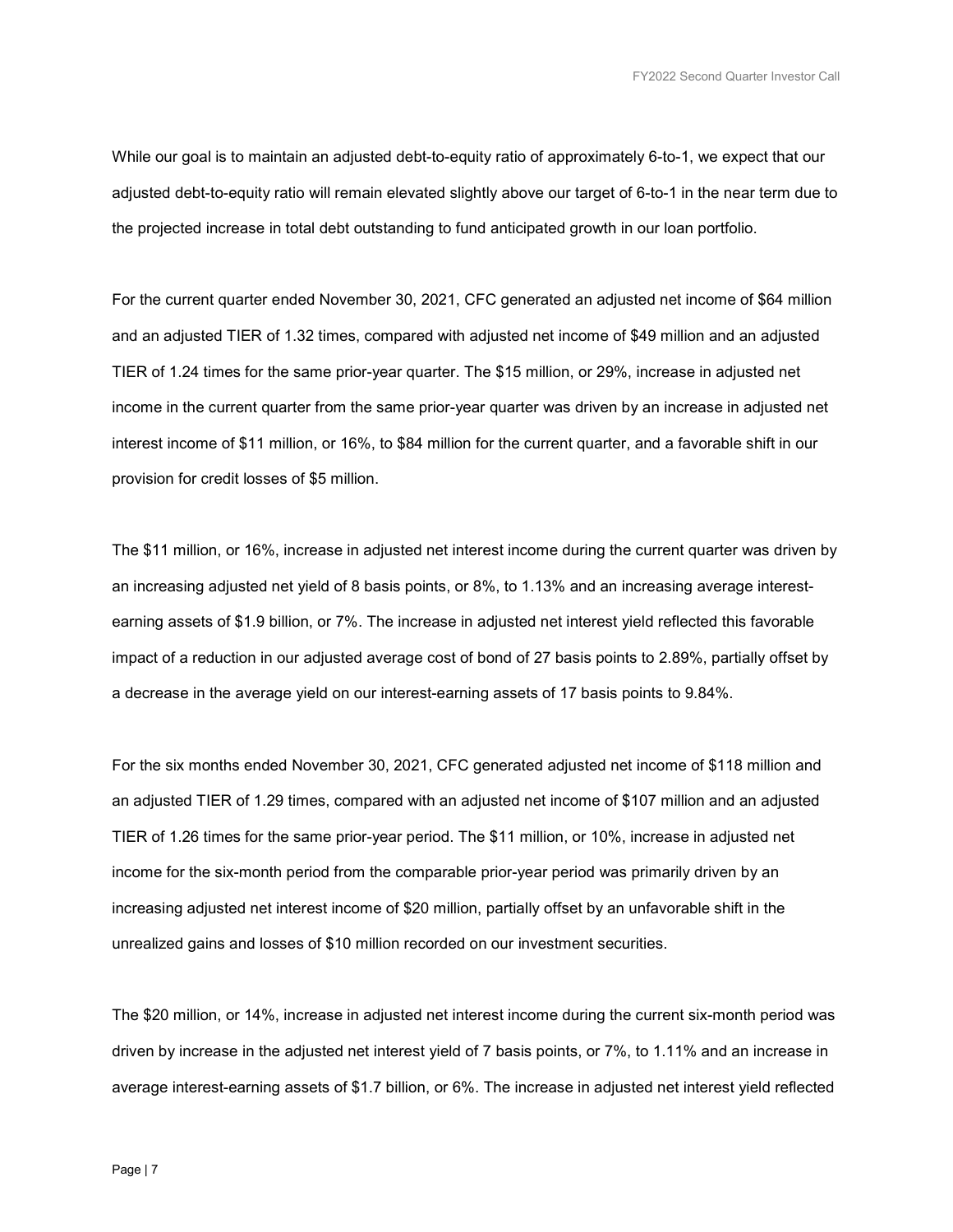While our goal is to maintain an adjusted debt-to-equity ratio of approximately 6-to-1, we expect that our adjusted debt-to-equity ratio will remain elevated slightly above our target of 6-to-1 in the near term due to the projected increase in total debt outstanding to fund anticipated growth in our loan portfolio.

For the current quarter ended November 30, 2021, CFC generated an adjusted net income of $64 million and an adjusted TIER of 1.32 times, compared with adjusted net income of $49 million and an adjusted TIER of 1.24 times for the same prior-year quarter. The $15 million, or 29%, increase in adjusted net income in the current quarter from the same prior-year quarter was driven by an increase in adjusted net interest income of $11 million, or 16%, to $84 million for the current quarter, and a favorable shift in our provision for credit losses of $5 million.

The $11 million, or 16%, increase in adjusted net interest income during the current quarter was driven by an increasing adjusted net yield of 8 basis points, or 8%, to 1.13% and an increasing average interest-earning assets of $1.9 billion, or 7%. The increase in adjusted net interest yield reflected this favorable impact of a reduction in our adjusted average cost of bond of 27 basis points to 2.89%, partially offset by a decrease in the average yield on our interest-earning assets of 17 basis points to 9.84%.

For the six months ended November 30, 2021, CFC generated adjusted net income of $118 million and an adjusted TIER of 1.29 times, compared with an adjusted net income of $107 million and an adjusted TIER of 1.26 times for the same prior-year period. The $11 million, or 10%, increase in adjusted net income for the six-month period from the comparable prior-year period was primarily driven by an increasing adjusted net interest income of $20 million, partially offset by an unfavorable shift in the unrealized gains and losses of $10 million recorded on our investment securities.

The $20 million, or 14%, increase in adjusted net interest income during the current six-month period was driven by increase in the adjusted net interest yield of 7 basis points, or 7%, to 1.11% and an increase in average interest-earning assets of $1.7 billion, or 6%. The increase in adjusted net interest yield reflected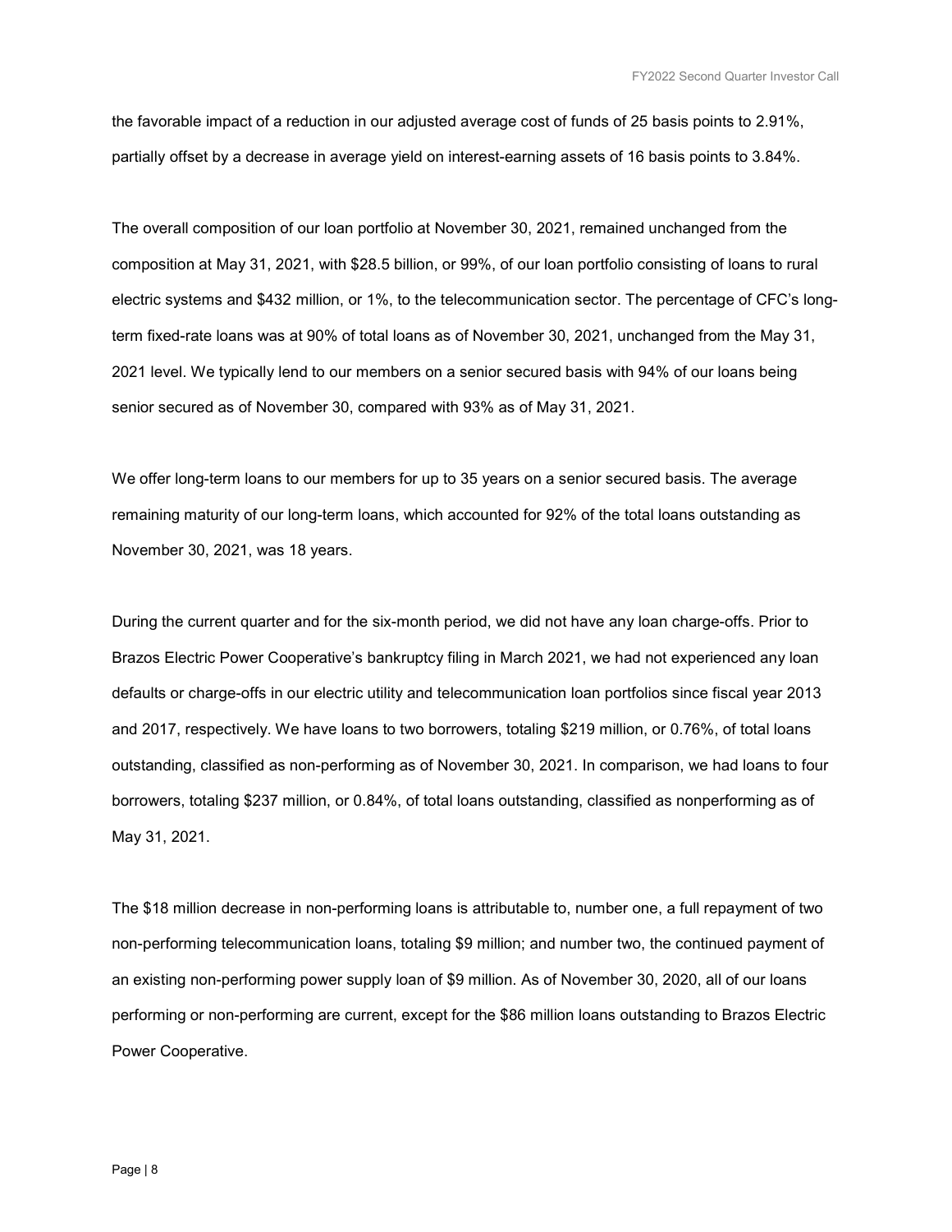the favorable impact of a reduction in our adjusted average cost of funds of 25 basis points to 2.91%, partially offset by a decrease in average yield on interest-earning assets of 16 basis points to 3.84%.

The overall composition of our loan portfolio at November 30, 2021, remained unchanged from the composition at May 31, 2021, with $28.5 billion, or 99%, of our loan portfolio consisting of loans to rural electric systems and $432 million, or 1%, to the telecommunication sector. The percentage of CFC's long-term fixed-rate loans was at 90% of total loans as of November 30, 2021, unchanged from the May 31, 2021 level. We typically lend to our members on a senior secured basis with 94% of our loans being senior secured as of November 30, compared with 93% as of May 31, 2021.

We offer long-term loans to our members for up to 35 years on a senior secured basis. The average remaining maturity of our long-term loans, which accounted for 92% of the total loans outstanding as November 30, 2021, was 18 years.

During the current quarter and for the six-month period, we did not have any loan charge-offs. Prior to Brazos Electric Power Cooperative's bankruptcy filing in March 2021, we had not experienced any loan defaults or charge-offs in our electric utility and telecommunication loan portfolios since fiscal year 2013 and 2017, respectively. We have loans to two borrowers, totaling $219 million, or 0.76%, of total loans outstanding, classified as non-performing as of November 30, 2021. In comparison, we had loans to four borrowers, totaling $237 million, or 0.84%, of total loans outstanding, classified as nonperforming as of May 31, 2021.

The $18 million decrease in non-performing loans is attributable to, number one, a full repayment of two non-performing telecommunication loans, totaling $9 million; and number two, the continued payment of an existing non-performing power supply loan of $9 million. As of November 30, 2020, all of our loans performing or non-performing are current, except for the $86 million loans outstanding to Brazos Electric Power Cooperative.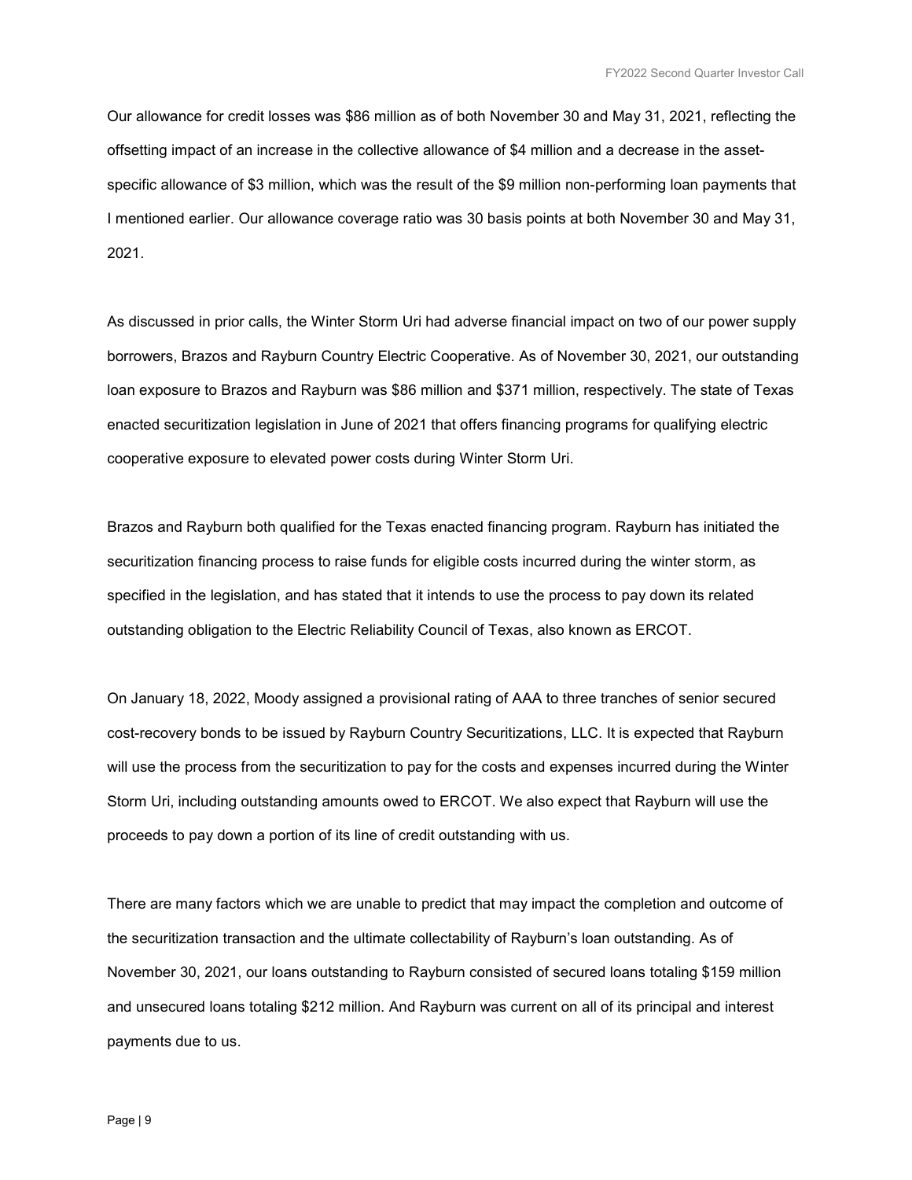Our allowance for credit losses was $86 million as of both November 30 and May 31, 2021, reflecting the offsetting impact of an increase in the collective allowance of $4 million and a decrease in the asset-specific allowance of $3 million, which was the result of the $9 million non-performing loan payments that I mentioned earlier. Our allowance coverage ratio was 30 basis points at both November 30 and May 31, 2021.

As discussed in prior calls, the Winter Storm Uri had adverse financial impact on two of our power supply borrowers, Brazos and Rayburn Country Electric Cooperative. As of November 30, 2021, our outstanding loan exposure to Brazos and Rayburn was $86 million and $371 million, respectively. The state of Texas enacted securitization legislation in June of 2021 that offers financing programs for qualifying electric cooperative exposure to elevated power costs during Winter Storm Uri.

Brazos and Rayburn both qualified for the Texas enacted financing program. Rayburn has initiated the securitization financing process to raise funds for eligible costs incurred during the winter storm, as specified in the legislation, and has stated that it intends to use the process to pay down its related outstanding obligation to the Electric Reliability Council of Texas, also known as ERCOT.

On January 18, 2022, Moody assigned a provisional rating of AAA to three tranches of senior secured cost-recovery bonds to be issued by Rayburn Country Securitizations, LLC. It is expected that Rayburn will use the process from the securitization to pay for the costs and expenses incurred during the Winter Storm Uri, including outstanding amounts owed to ERCOT. We also expect that Rayburn will use the proceeds to pay down a portion of its line of credit outstanding with us.

There are many factors which we are unable to predict that may impact the completion and outcome of the securitization transaction and the ultimate collectability of Rayburn's loan outstanding. As of November 30, 2021, our loans outstanding to Rayburn consisted of secured loans totaling $159 million and unsecured loans totaling $212 million. And Rayburn was current on all of its principal and interest payments due to us.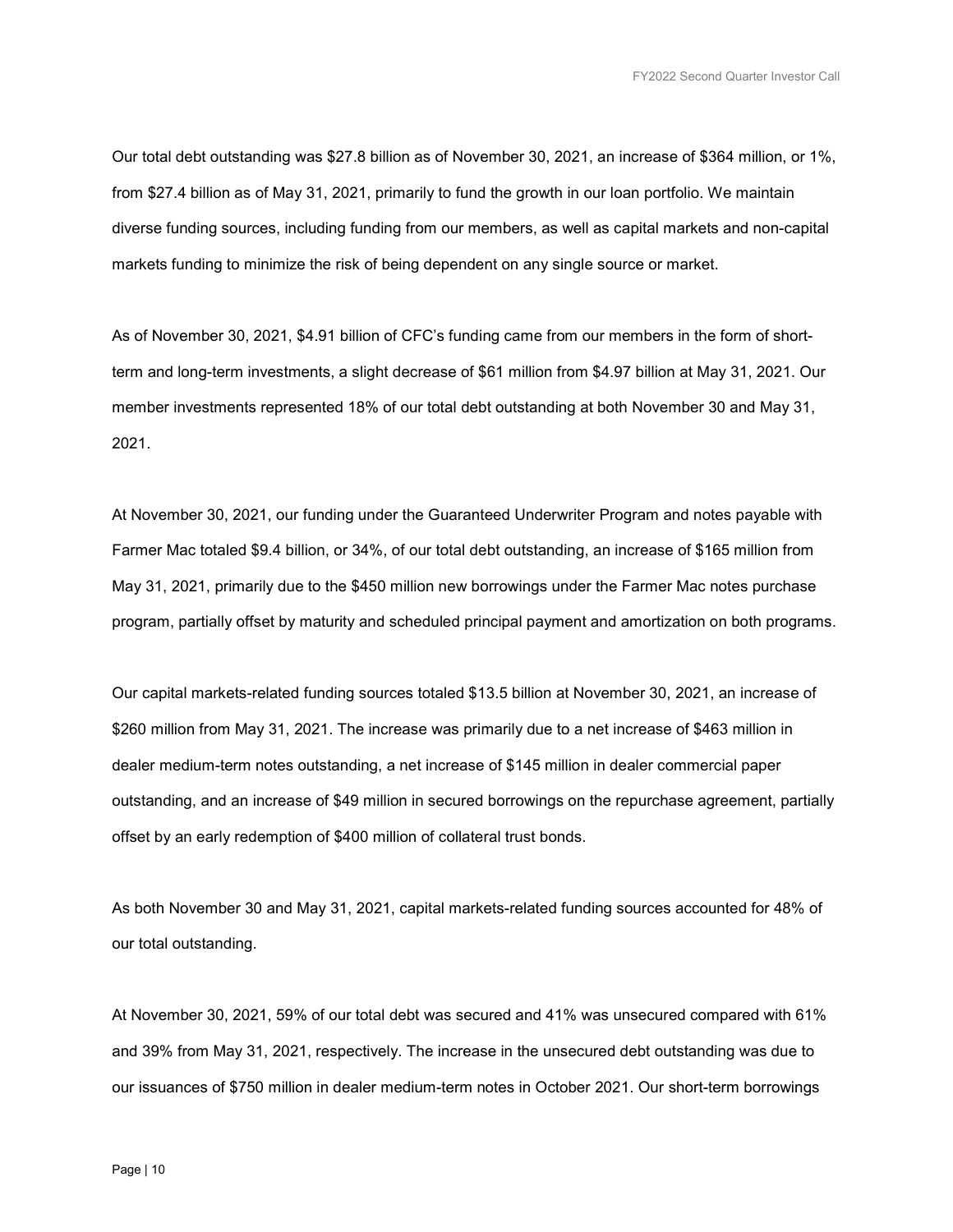Our total debt outstanding was $27.8 billion as of November 30, 2021, an increase of $364 million, or 1%, from $27.4 billion as of May 31, 2021, primarily to fund the growth in our loan portfolio. We maintain diverse funding sources, including funding from our members, as well as capital markets and non-capital markets funding to minimize the risk of being dependent on any single source or market.

As of November 30, 2021, $4.91 billion of CFC's funding came from our members in the form of short-term and long-term investments, a slight decrease of $61 million from $4.97 billion at May 31, 2021. Our member investments represented 18% of our total debt outstanding at both November 30 and May 31, 2021.

At November 30, 2021, our funding under the Guaranteed Underwriter Program and notes payable with Farmer Mac totaled $9.4 billion, or 34%, of our total debt outstanding, an increase of $165 million from May 31, 2021, primarily due to the $450 million new borrowings under the Farmer Mac notes purchase program, partially offset by maturity and scheduled principal payment and amortization on both programs.

Our capital markets-related funding sources totaled $13.5 billion at November 30, 2021, an increase of $260 million from May 31, 2021. The increase was primarily due to a net increase of $463 million in dealer medium-term notes outstanding, a net increase of $145 million in dealer commercial paper outstanding, and an increase of $49 million in secured borrowings on the repurchase agreement, partially offset by an early redemption of $400 million of collateral trust bonds.

As both November 30 and May 31, 2021, capital markets-related funding sources accounted for 48% of our total outstanding.

At November 30, 2021, 59% of our total debt was secured and 41% was unsecured compared with 61% and 39% from May 31, 2021, respectively. The increase in the unsecured debt outstanding was due to our issuances of $750 million in dealer medium-term notes in October 2021. Our short-term borrowings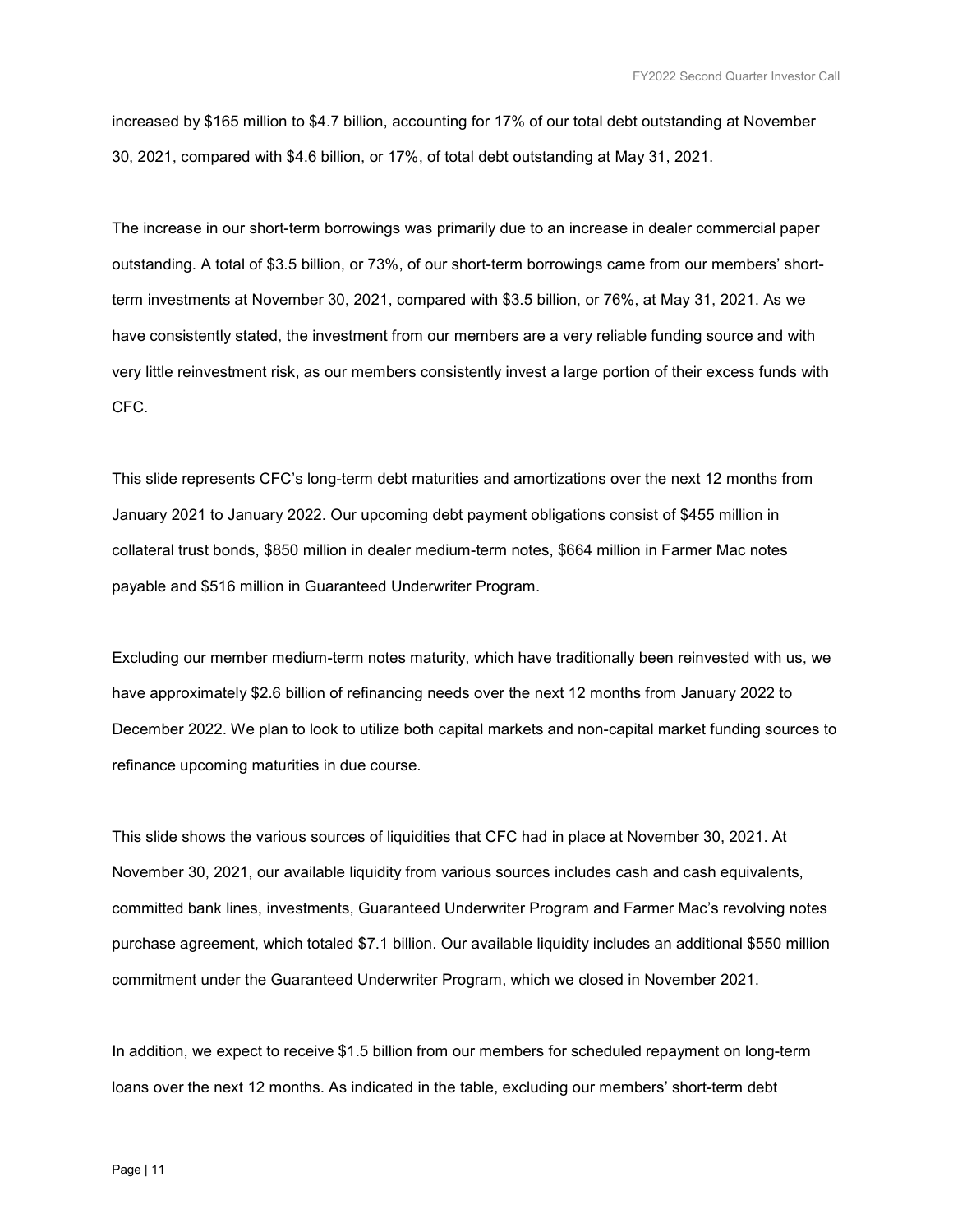increased by $165 million to $4.7 billion, accounting for 17% of our total debt outstanding at November 30, 2021, compared with $4.6 billion, or 17%, of total debt outstanding at May 31, 2021.

The increase in our short-term borrowings was primarily due to an increase in dealer commercial paper outstanding. A total of $3.5 billion, or 73%, of our short-term borrowings came from our members' short-term investments at November 30, 2021, compared with $3.5 billion, or 76%, at May 31, 2021. As we have consistently stated, the investment from our members are a very reliable funding source and with very little reinvestment risk, as our members consistently invest a large portion of their excess funds with CFC.

This slide represents CFC's long-term debt maturities and amortizations over the next 12 months from January 2021 to January 2022. Our upcoming debt payment obligations consist of $455 million in collateral trust bonds, $850 million in dealer medium-term notes, $664 million in Farmer Mac notes payable and $516 million in Guaranteed Underwriter Program.

Excluding our member medium-term notes maturity, which have traditionally been reinvested with us, we have approximately $2.6 billion of refinancing needs over the next 12 months from January 2022 to December 2022. We plan to look to utilize both capital markets and non-capital market funding sources to refinance upcoming maturities in due course.

This slide shows the various sources of liquidities that CFC had in place at November 30, 2021. At November 30, 2021, our available liquidity from various sources includes cash and cash equivalents, committed bank lines, investments, Guaranteed Underwriter Program and Farmer Mac's revolving notes purchase agreement, which totaled $7.1 billion. Our available liquidity includes an additional $550 million commitment under the Guaranteed Underwriter Program, which we closed in November 2021.

In addition, we expect to receive $1.5 billion from our members for scheduled repayment on long-term loans over the next 12 months. As indicated in the table, excluding our members' short-term debt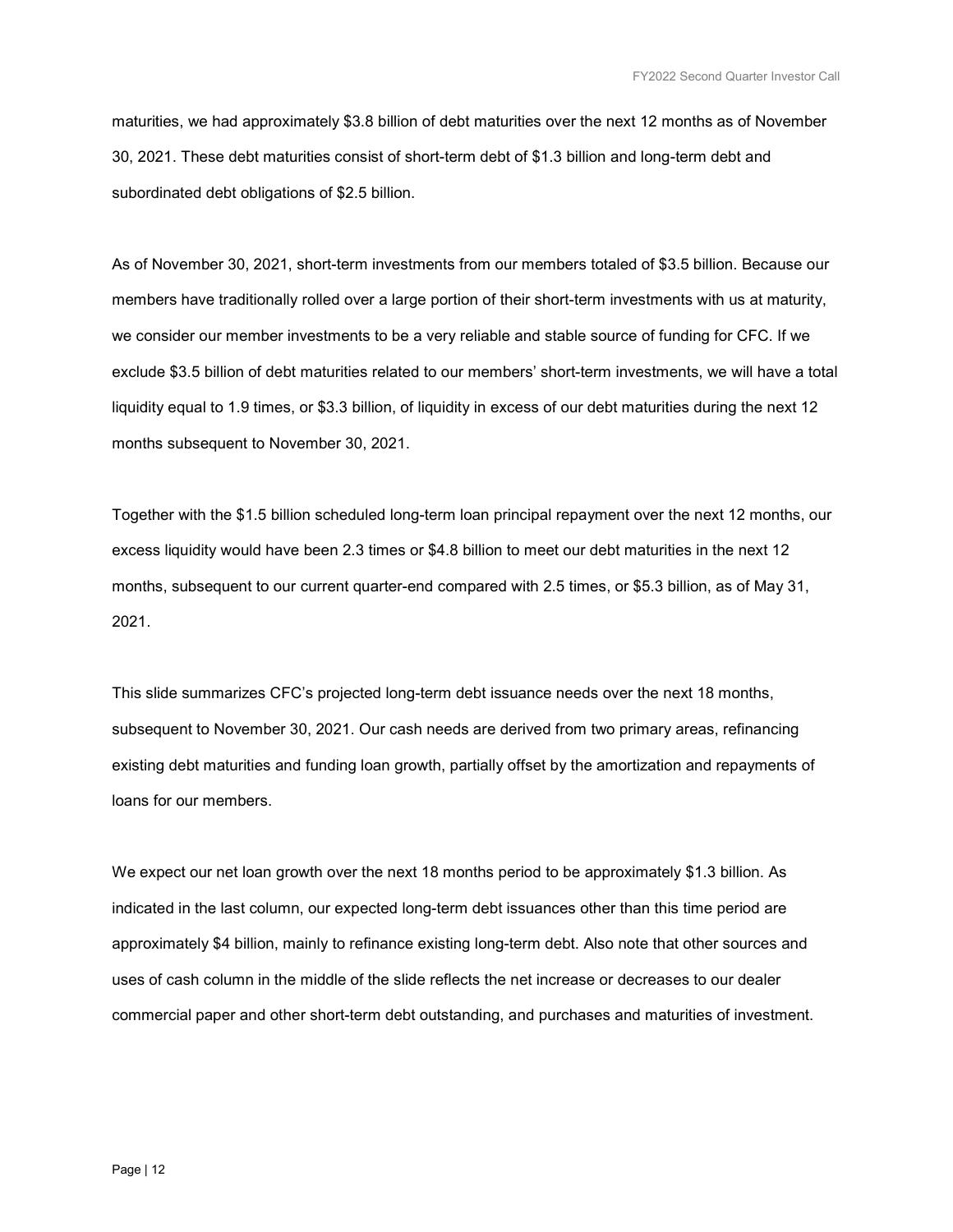maturities, we had approximately $3.8 billion of debt maturities over the next 12 months as of November 30, 2021. These debt maturities consist of short-term debt of $1.3 billion and long-term debt and subordinated debt obligations of $2.5 billion.

As of November 30, 2021, short-term investments from our members totaled of $3.5 billion. Because our members have traditionally rolled over a large portion of their short-term investments with us at maturity, we consider our member investments to be a very reliable and stable source of funding for CFC. If we exclude $3.5 billion of debt maturities related to our members' short-term investments, we will have a total liquidity equal to 1.9 times, or $3.3 billion, of liquidity in excess of our debt maturities during the next 12 months subsequent to November 30, 2021.

Together with the $1.5 billion scheduled long-term loan principal repayment over the next 12 months, our excess liquidity would have been 2.3 times or $4.8 billion to meet our debt maturities in the next 12 months, subsequent to our current quarter-end compared with 2.5 times, or $5.3 billion, as of May 31, 2021.

This slide summarizes CFC's projected long-term debt issuance needs over the next 18 months, subsequent to November 30, 2021. Our cash needs are derived from two primary areas, refinancing existing debt maturities and funding loan growth, partially offset by the amortization and repayments of loans for our members.

We expect our net loan growth over the next 18 months period to be approximately $1.3 billion. As indicated in the last column, our expected long-term debt issuances other than this time period are approximately $4 billion, mainly to refinance existing long-term debt. Also note that other sources and uses of cash column in the middle of the slide reflects the net increase or decreases to our dealer commercial paper and other short-term debt outstanding, and purchases and maturities of investment.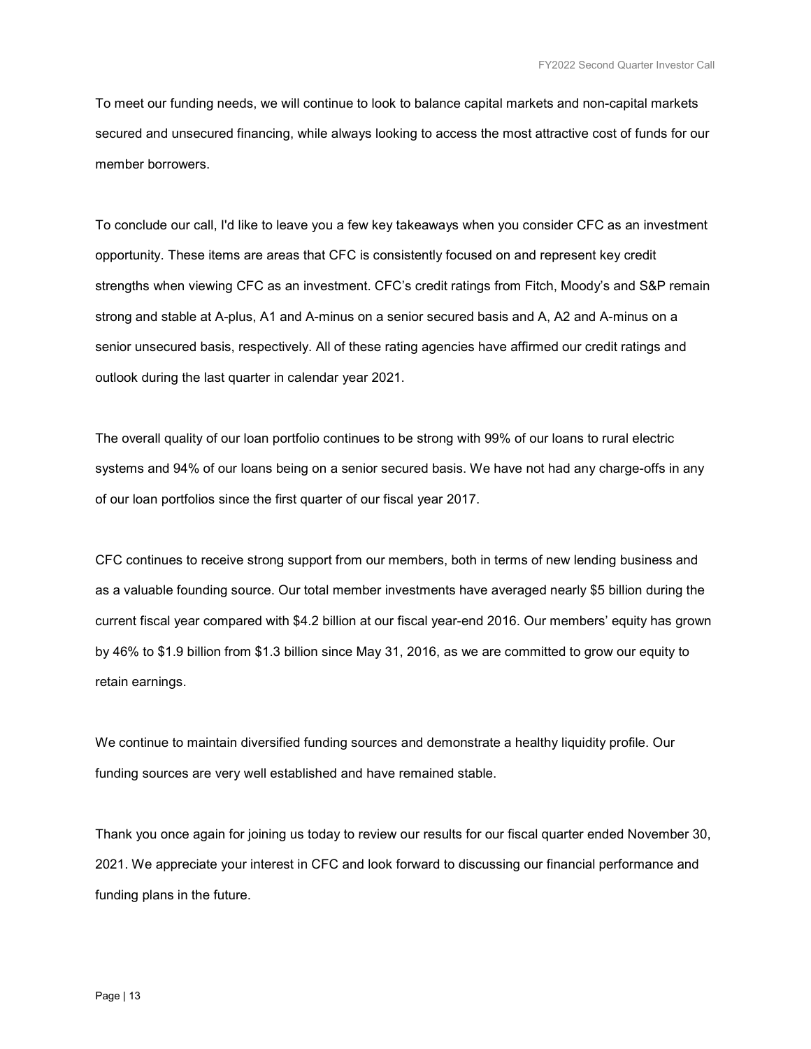To meet our funding needs, we will continue to look to balance capital markets and non-capital markets secured and unsecured financing, while always looking to access the most attractive cost of funds for our member borrowers.

To conclude our call, I'd like to leave you a few key takeaways when you consider CFC as an investment opportunity. These items are areas that CFC is consistently focused on and represent key credit strengths when viewing CFC as an investment. CFC's credit ratings from Fitch, Moody's and S&P remain strong and stable at A-plus, A1 and A-minus on a senior secured basis and A, A2 and A-minus on a senior unsecured basis, respectively. All of these rating agencies have affirmed our credit ratings and outlook during the last quarter in calendar year 2021.

The overall quality of our loan portfolio continues to be strong with 99% of our loans to rural electric systems and 94% of our loans being on a senior secured basis. We have not had any charge-offs in any of our loan portfolios since the first quarter of our fiscal year 2017.

CFC continues to receive strong support from our members, both in terms of new lending business and as a valuable founding source. Our total member investments have averaged nearly $5 billion during the current fiscal year compared with $4.2 billion at our fiscal year-end 2016. Our members' equity has grown by 46% to $1.9 billion from $1.3 billion since May 31, 2016, as we are committed to grow our equity to retain earnings.

We continue to maintain diversified funding sources and demonstrate a healthy liquidity profile. Our funding sources are very well established and have remained stable.

Thank you once again for joining us today to review our results for our fiscal quarter ended November 30, 2021. We appreciate your interest in CFC and look forward to discussing our financial performance and funding plans in the future.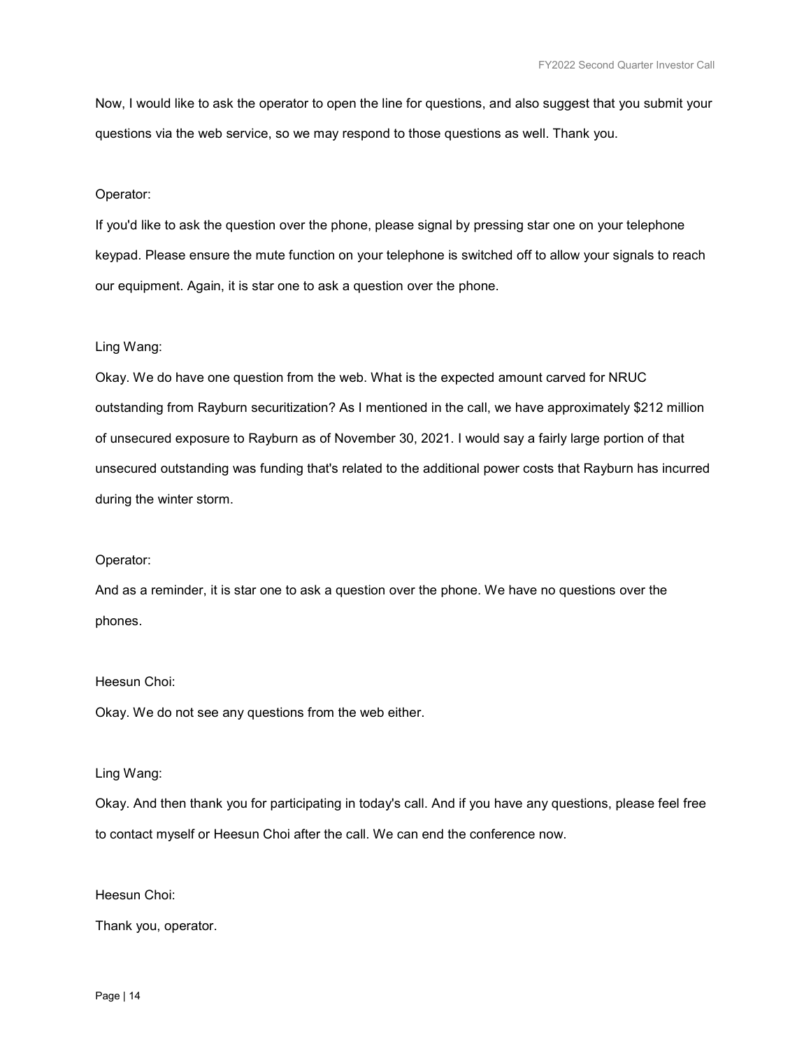Now, I would like to ask the operator to open the line for questions, and also suggest that you submit your questions via the web service, so we may respond to those questions as well. Thank you.

Operator:

If you'd like to ask the question over the phone, please signal by pressing star one on your telephone keypad. Please ensure the mute function on your telephone is switched off to allow your signals to reach our equipment. Again, it is star one to ask a question over the phone.

Ling Wang:

Okay. We do have one question from the web. What is the expected amount carved for NRUC outstanding from Rayburn securitization? As I mentioned in the call, we have approximately $212 million of unsecured exposure to Rayburn as of November 30, 2021. I would say a fairly large portion of that unsecured outstanding was funding that's related to the additional power costs that Rayburn has incurred during the winter storm.

Operator:

And as a reminder, it is star one to ask a question over the phone. We have no questions over the phones.

Heesun Choi:

Okay. We do not see any questions from the web either.

Ling Wang:

Okay. And then thank you for participating in today's call. And if you have any questions, please feel free to contact myself or Heesun Choi after the call. We can end the conference now.

Heesun Choi:

Thank you, operator.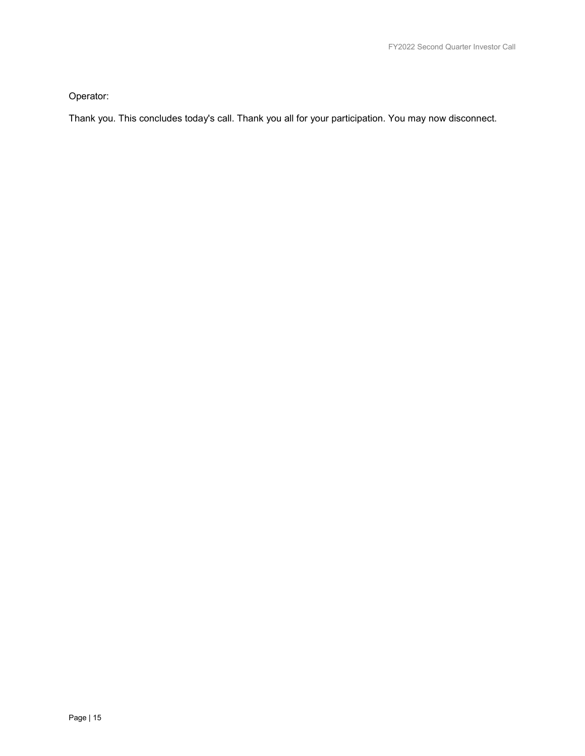Operator:

Thank you. This concludes today's call. Thank you all for your participation. You may now disconnect.